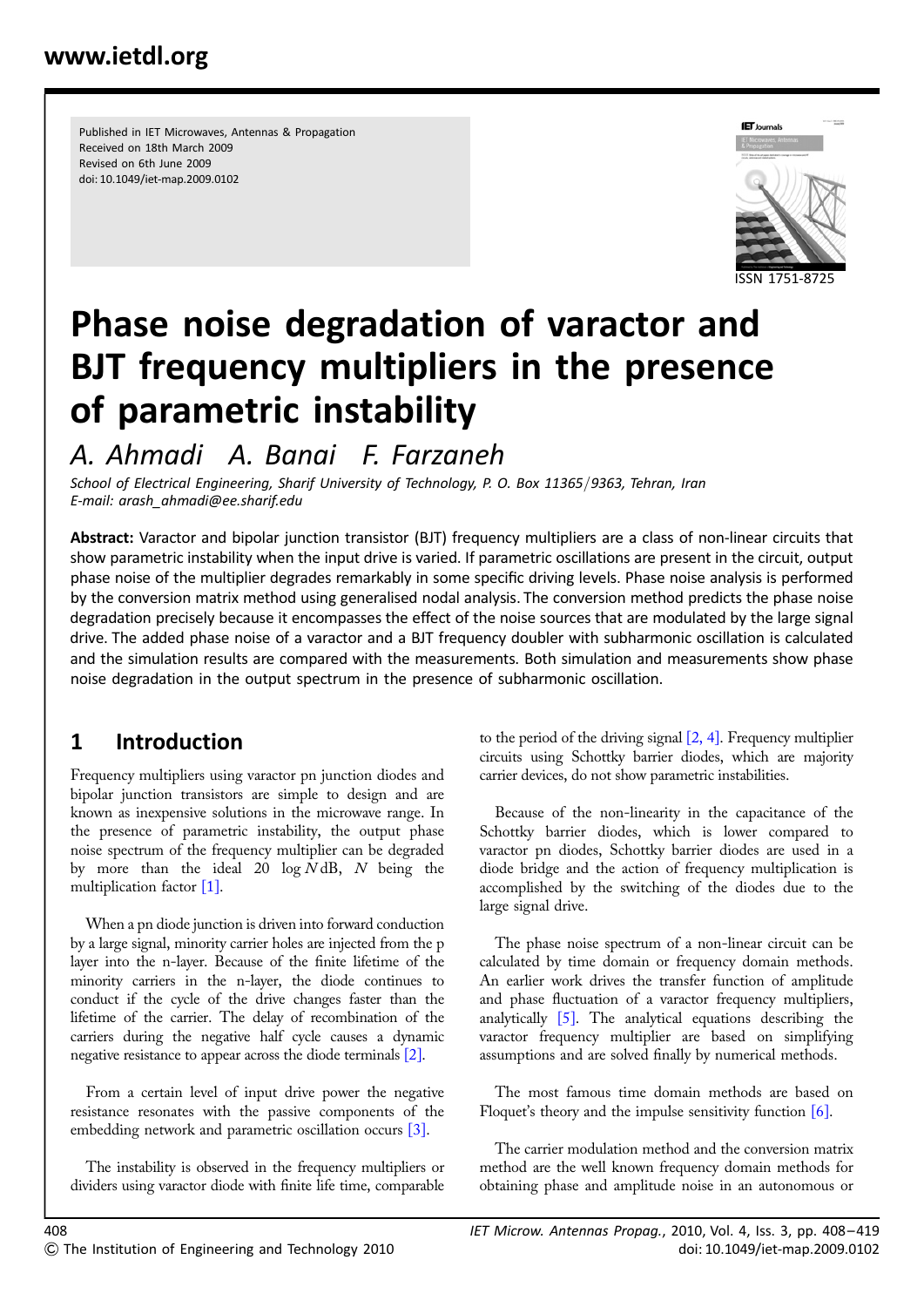Published in IET Microwaves, Antennas & Propagation
Received on 18th March 2009
Revised on 6th June 2009
doi: 10.1049/iet-map.2009.0102

ISSN 1751-8725

# Phase noise degradation of varactor and BJT frequency multipliers in the presence of parametric instability

*A. Ahmadi A. Banai F. Farzaneh*

*School of Electrical Engineering, Sharif University of Technology, P. O. Box 11365/9363, Tehran, Iran*
*E-mail: arash_ahmadi@ee.sharif.edu*

**Abstract:** Varactor and bipolar junction transistor (BJT) frequency multipliers are a class of non-linear circuits that show parametric instability when the input drive is varied. If parametric oscillations are present in the circuit, output phase noise of the multiplier degrades remarkably in some specific driving levels. Phase noise analysis is performed by the conversion matrix method using generalised nodal analysis. The conversion method predicts the phase noise degradation precisely because it encompasses the effect of the noise sources that are modulated by the large signal drive. The added phase noise of a varactor and a BJT frequency doubler with subharmonic oscillation is calculated and the simulation results are compared with the measurements. Both simulation and measurements show phase noise degradation in the output spectrum in the presence of subharmonic oscillation.

## 1 Introduction

Frequency multipliers using varactor pn junction diodes and bipolar junction transistors are simple to design and are known as inexpensive solutions in the microwave range. In the presence of parametric instability, the output phase noise spectrum of the frequency multiplier can be degraded by more than the ideal $20 \log N$ dB, $N$ being the multiplication factor [1].

When a pn diode junction is driven into forward conduction by a large signal, minority carrier holes are injected from the p layer into the n-layer. Because of the finite lifetime of the minority carriers in the n-layer, the diode continues to conduct if the cycle of the drive changes faster than the lifetime of the carrier. The delay of recombination of the carriers during the negative half cycle causes a dynamic negative resistance to appear across the diode terminals [2].

From a certain level of input drive power the negative resistance resonates with the passive components of the embedding network and parametric oscillation occurs [3].

The instability is observed in the frequency multipliers or dividers using varactor diode with finite life time, comparable to the period of the driving signal [2, 4]. Frequency multiplier circuits using Schottky barrier diodes, which are majority carrier devices, do not show parametric instabilities.

Because of the non-linearity in the capacitance of the Schottky barrier diodes, which is lower compared to varactor pn diodes, Schottky barrier diodes are used in a diode bridge and the action of frequency multiplication is accomplished by the switching of the diodes due to the large signal drive.

The phase noise spectrum of a non-linear circuit can be calculated by time domain or frequency domain methods. An earlier work drives the transfer function of amplitude and phase fluctuation of a varactor frequency multipliers, analytically [5]. The analytical equations describing the varactor frequency multiplier are based on simplifying assumptions and are solved finally by numerical methods.

The most famous time domain methods are based on Floquet's theory and the impulse sensitivity function [6].

The carrier modulation method and the conversion matrix method are the well known frequency domain methods for obtaining phase and amplitude noise in an autonomous or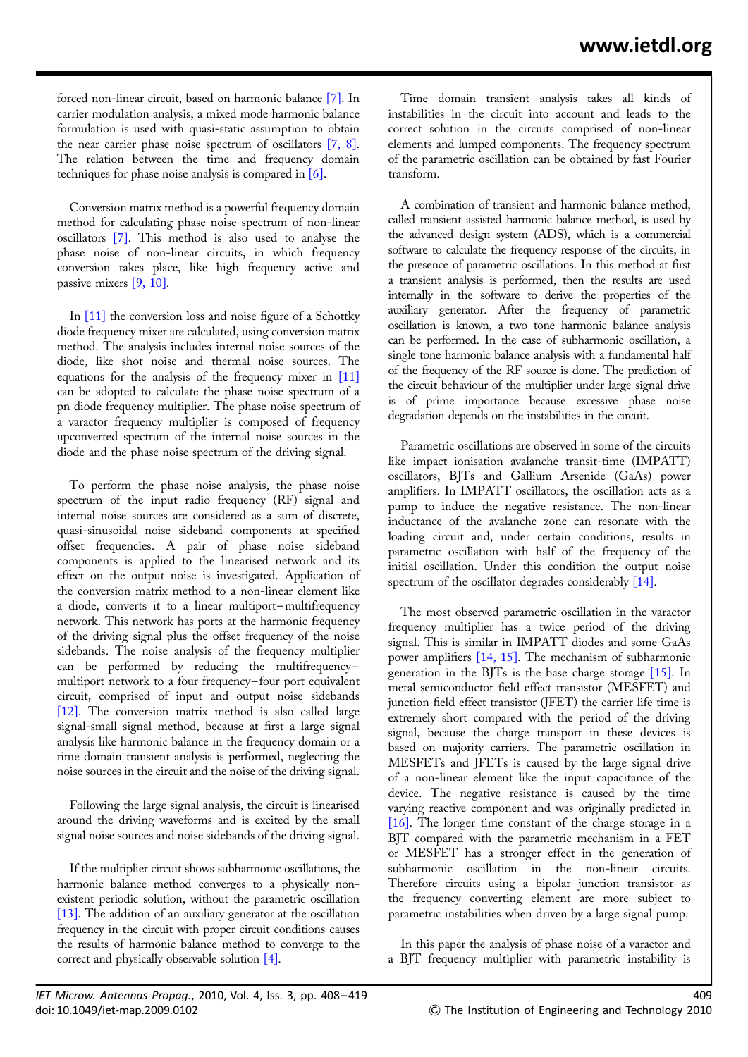forced non-linear circuit, based on harmonic balance [7]. In carrier modulation analysis, a mixed mode harmonic balance formulation is used with quasi-static assumption to obtain the near carrier phase noise spectrum of oscillators [7, 8]. The relation between the time and frequency domain techniques for phase noise analysis is compared in [6].

Conversion matrix method is a powerful frequency domain method for calculating phase noise spectrum of non-linear oscillators [7]. This method is also used to analyse the phase noise of non-linear circuits, in which frequency conversion takes place, like high frequency active and passive mixers [9, 10].

In [11] the conversion loss and noise figure of a Schottky diode frequency mixer are calculated, using conversion matrix method. The analysis includes internal noise sources of the diode, like shot noise and thermal noise sources. The equations for the analysis of the frequency mixer in [11] can be adopted to calculate the phase noise spectrum of a pn diode frequency multiplier. The phase noise spectrum of a varactor frequency multiplier is composed of frequency upconverted spectrum of the internal noise sources in the diode and the phase noise spectrum of the driving signal.

To perform the phase noise analysis, the phase noise spectrum of the input radio frequency (RF) signal and internal noise sources are considered as a sum of discrete, quasi-sinusoidal noise sideband components at specified offset frequencies. A pair of phase noise sideband components is applied to the linearised network and its effect on the output noise is investigated. Application of the conversion matrix method to a non-linear element like a diode, converts it to a linear multiport–multifrequency network. This network has ports at the harmonic frequency of the driving signal plus the offset frequency of the noise sidebands. The noise analysis of the frequency multiplier can be performed by reducing the multifrequency–multiport network to a four frequency–four port equivalent circuit, comprised of input and output noise sidebands [12]. The conversion matrix method is also called large signal-small signal method, because at first a large signal analysis like harmonic balance in the frequency domain or a time domain transient analysis is performed, neglecting the noise sources in the circuit and the noise of the driving signal.

Following the large signal analysis, the circuit is linearised around the driving waveforms and is excited by the small signal noise sources and noise sidebands of the driving signal.

If the multiplier circuit shows subharmonic oscillations, the harmonic balance method converges to a physically non-existent periodic solution, without the parametric oscillation [13]. The addition of an auxiliary generator at the oscillation frequency in the circuit with proper circuit conditions causes the results of harmonic balance method to converge to the correct and physically observable solution [4].

Time domain transient analysis takes all kinds of instabilities in the circuit into account and leads to the correct solution in the circuits comprised of non-linear elements and lumped components. The frequency spectrum of the parametric oscillation can be obtained by fast Fourier transform.

A combination of transient and harmonic balance method, called transient assisted harmonic balance method, is used by the advanced design system (ADS), which is a commercial software to calculate the frequency response of the circuits, in the presence of parametric oscillations. In this method at first a transient analysis is performed, then the results are used internally in the software to derive the properties of the auxiliary generator. After the frequency of parametric oscillation is known, a two tone harmonic balance analysis can be performed. In the case of subharmonic oscillation, a single tone harmonic balance analysis with a fundamental half of the frequency of the RF source is done. The prediction of the circuit behaviour of the multiplier under large signal drive is of prime importance because excessive phase noise degradation depends on the instabilities in the circuit.

Parametric oscillations are observed in some of the circuits like impact ionisation avalanche transit-time (IMPATT) oscillators, BJTs and Gallium Arsenide (GaAs) power amplifiers. In IMPATT oscillators, the oscillation acts as a pump to induce the negative resistance. The non-linear inductance of the avalanche zone can resonate with the loading circuit and, under certain conditions, results in parametric oscillation with half of the frequency of the initial oscillation. Under this condition the output noise spectrum of the oscillator degrades considerably [14].

The most observed parametric oscillation in the varactor frequency multiplier has a twice period of the driving signal. This is similar in IMPATT diodes and some GaAs power amplifiers [14, 15]. The mechanism of subharmonic generation in the BJTs is the base charge storage [15]. In metal semiconductor field effect transistor (MESFET) and junction field effect transistor (JFET) the carrier life time is extremely short compared with the period of the driving signal, because the charge transport in these devices is based on majority carriers. The parametric oscillation in MESFETs and JFETs is caused by the large signal drive of a non-linear element like the input capacitance of the device. The negative resistance is caused by the time varying reactive component and was originally predicted in [16]. The longer time constant of the charge storage in a BJT compared with the parametric mechanism in a FET or MESFET has a stronger effect in the generation of subharmonic oscillation in the non-linear circuits. Therefore circuits using a bipolar junction transistor as the frequency converting element are more subject to parametric instabilities when driven by a large signal pump.

In this paper the analysis of phase noise of a varactor and a BJT frequency multiplier with parametric instability is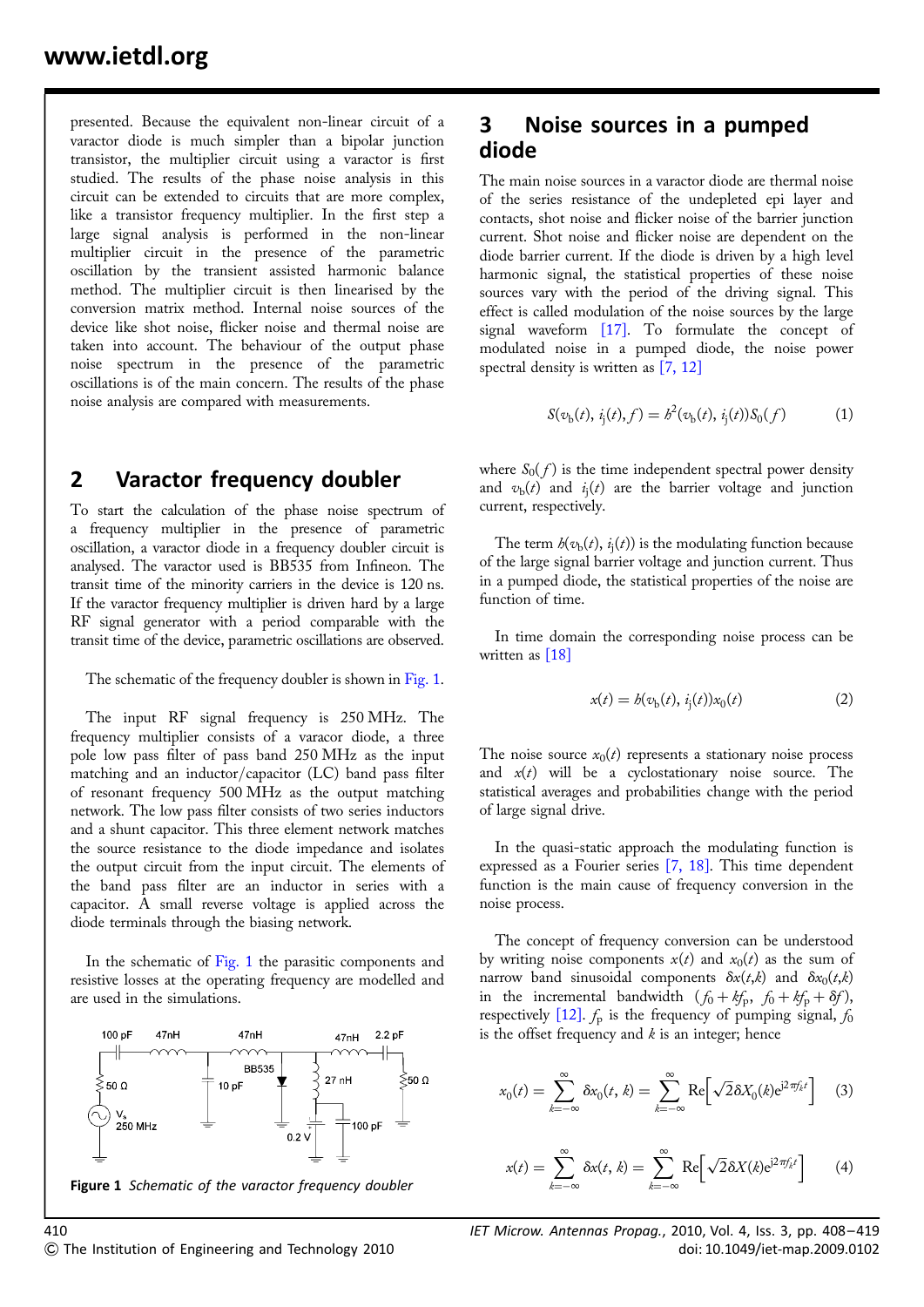presented. Because the equivalent non-linear circuit of a varactor diode is much simpler than a bipolar junction transistor, the multiplier circuit using a varactor is first studied. The results of the phase noise analysis in this circuit can be extended to circuits that are more complex, like a transistor frequency multiplier. In the first step a large signal analysis is performed in the non-linear multiplier circuit in the presence of the parametric oscillation by the transient assisted harmonic balance method. The multiplier circuit is then linearised by the conversion matrix method. Internal noise sources of the device like shot noise, flicker noise and thermal noise are taken into account. The behaviour of the output phase noise spectrum in the presence of the parametric oscillations is of the main concern. The results of the phase noise analysis are compared with measurements.

## 2 Varactor frequency doubler

To start the calculation of the phase noise spectrum of a frequency multiplier in the presence of parametric oscillation, a varactor diode in a frequency doubler circuit is analysed. The varactor used is BB535 from Infineon. The transit time of the minority carriers in the device is 120 ns. If the varactor frequency multiplier is driven hard by a large RF signal generator with a period comparable with the transit time of the device, parametric oscillations are observed.

The schematic of the frequency doubler is shown in Fig. 1.

The input RF signal frequency is 250 MHz. The frequency multiplier consists of a varactor diode, a three pole low pass filter of pass band 250 MHz as the input matching and an inductor/capacitor (LC) band pass filter of resonant frequency 500 MHz as the output matching network. The low pass filter consists of two series inductors and a shunt capacitor. This three element network matches the source resistance to the diode impedance and isolates the output circuit from the input circuit. The elements of the band pass filter are an inductor in series with a capacitor. A small reverse voltage is applied across the diode terminals through the biasing network.

In the schematic of Fig. 1 the parasitic components and resistive losses at the operating frequency are modelled and are used in the simulations.

Figure 1 *Schematic of the varactor frequency doubler*

## 3 Noise sources in a pumped diode

The main noise sources in a varactor diode are thermal noise of the series resistance of the undepleted epi layer and contacts, shot noise and flicker noise of the barrier junction current. Shot noise and flicker noise are dependent on the diode barrier current. If the diode is driven by a high level harmonic signal, the statistical properties of these noise sources vary with the period of the driving signal. This effect is called modulation of the noise sources by the large signal waveform [17]. To formulate the concept of modulated noise in a pumped diode, the noise power spectral density is written as [7, 12]

$$S(v_b(t), i_j(t), f) = h^2(v_b(t), i_j(t))S_0(f) \tag{1}$$

where $S_0(f)$ is the time independent spectral power density and $v_b(t)$ and $i_j(t)$ are the barrier voltage and junction current, respectively.

The term $h(v_b(t), i_j(t))$ is the modulating function because of the large signal barrier voltage and junction current. Thus in a pumped diode, the statistical properties of the noise are function of time.

In time domain the corresponding noise process can be written as [18]

$$x(t) = h(v_b(t), i_j(t))x_0(t) \tag{2}$$

The noise source $x_0(t)$ represents a stationary noise process and $x(t)$ will be a cyclostationary noise source. The statistical averages and probabilities change with the period of large signal drive.

In the quasi-static approach the modulating function is expressed as a Fourier series [7, 18]. This time dependent function is the main cause of frequency conversion in the noise process.

The concept of frequency conversion can be understood by writing noise components $x(t)$ and $x_0(t)$ as the sum of narrow band sinusoidal components $\delta x(t,k)$ and $\delta x_0(t,k)$ in the incremental bandwidth $(f_0 + kf_p,\ f_0 + kf_p + \delta f)$, respectively [12]. $f_p$ is the frequency of pumping signal, $f_0$ is the offset frequency and $k$ is an integer; hence

$$x_0(t) = \sum_{k=-\infty}^{\infty} \delta x_0(t, k) = \sum_{k=-\infty}^{\infty} \text{Re}\left[\sqrt{2}\delta X_0(k)e^{j2\pi f_k t}\right] \tag{3}$$

$$x(t) = \sum_{k=-\infty}^{\infty} \delta x(t, k) = \sum_{k=-\infty}^{\infty} \text{Re}\left[\sqrt{2}\delta X(k)e^{j2\pi f_k t}\right] \tag{4}$$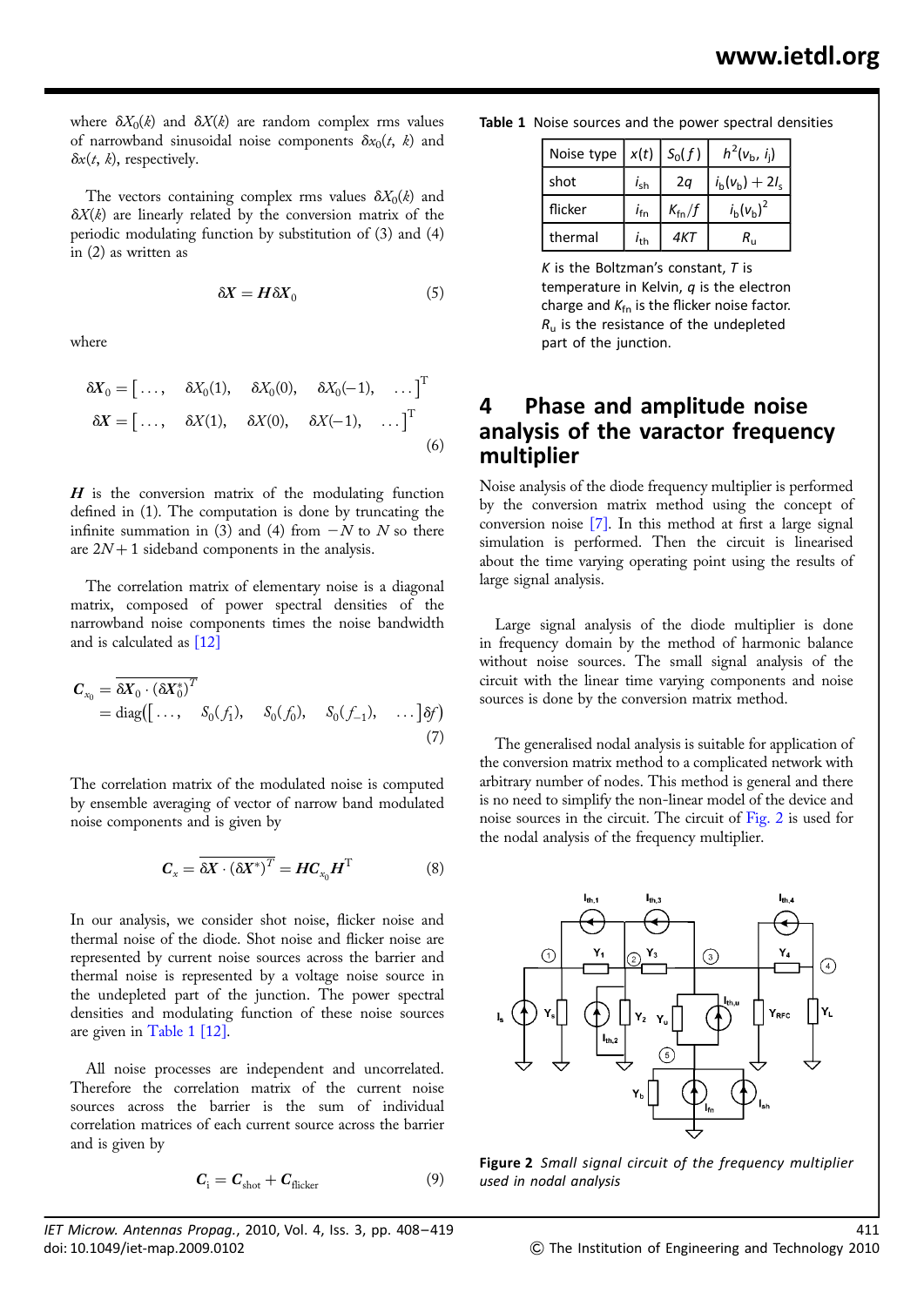where $\delta X_0(k)$ and $\delta X(k)$ are random complex rms values of narrowband sinusoidal noise components $\delta x_0(t, k)$ and $\delta x(t, k)$, respectively.

The vectors containing complex rms values $\delta X_0(k)$ and $\delta X(k)$ are linearly related by the conversion matrix of the periodic modulating function by substitution of (3) and (4) in (2) as written as

$$\delta \boldsymbol{X} = \boldsymbol{H}\delta \boldsymbol{X}_0 \tag{5}$$

where

$$\begin{aligned} \delta \boldsymbol{X}_0 &= \begin{bmatrix} \dots, & \delta X_0(1), & \delta X_0(0), & \delta X_0(-1), & \dots \end{bmatrix}^{\mathrm{T}} \\ \delta \boldsymbol{X} &= \begin{bmatrix} \dots, & \delta X(1), & \delta X(0), & \delta X(-1), & \dots \end{bmatrix}^{\mathrm{T}} \end{aligned} \tag{6}$$

$\boldsymbol{H}$ is the conversion matrix of the modulating function defined in (1). The computation is done by truncating the infinite summation in (3) and (4) from $-N$ to $N$ so there are $2N + 1$ sideband components in the analysis.

The correlation matrix of elementary noise is a diagonal matrix, composed of power spectral densities of the narrowband noise components times the noise bandwidth and is calculated as [12]

$$\begin{aligned} \boldsymbol{C}_{x_0} &= \overline{\delta \boldsymbol{X}_0 \cdot (\delta \boldsymbol{X}_0^*)^T} \\ &= \mathrm{diag}([\dots, \quad S_0(f_1), \quad S_0(f_0), \quad S_0(f_{-1}), \quad \dots]\delta f) \end{aligned} \tag{7}$$

The correlation matrix of the modulated noise is computed by ensemble averaging of vector of narrow band modulated noise components and is given by

$$\boldsymbol{C}_x = \overline{\delta \boldsymbol{X} \cdot (\delta \boldsymbol{X}^*)^T} = \boldsymbol{H}\boldsymbol{C}_{x_0}\boldsymbol{H}^{\mathrm{T}} \tag{8}$$

In our analysis, we consider shot noise, flicker noise and thermal noise of the diode. Shot noise and flicker noise are represented by current noise sources across the barrier and thermal noise is represented by a voltage noise source in the undepleted part of the junction. The power spectral densities and modulating function of these noise sources are given in Table 1 [12].

All noise processes are independent and uncorrelated. Therefore the correlation matrix of the current noise sources across the barrier is the sum of individual correlation matrices of each current source across the barrier and is given by

$$\boldsymbol{C}_{\mathrm{i}} = \boldsymbol{C}_{\mathrm{shot}} + \boldsymbol{C}_{\mathrm{flicker}} \tag{9}$$

**Table 1** Noise sources and the power spectral densities

| Noise type | $x(t)$ | $S_0(f)$ | $h^2(v_{\mathrm{b}}, i_{\mathrm{j}})$ |
|---|---|---|---|
| shot | $i_{\mathrm{sh}}$ | $2q$ | $i_{\mathrm{b}}(v_{\mathrm{b}}) + 2I_{\mathrm{s}}$ |
| flicker | $i_{\mathrm{fn}}$ | $K_{\mathrm{fn}}/f$ | $i_{\mathrm{b}}(v_{\mathrm{b}})^2$ |
| thermal | $i_{\mathrm{th}}$ | $4KT$ | $R_{\mathrm{u}}$ |

$K$ is the Boltzman's constant, $T$ is temperature in Kelvin, $q$ is the electron charge and $K_{\mathrm{fn}}$ is the flicker noise factor. $R_{\mathrm{u}}$ is the resistance of the undepleted part of the junction.

## 4 Phase and amplitude noise analysis of the varactor frequency multiplier

Noise analysis of the diode frequency multiplier is performed by the conversion matrix method using the concept of conversion noise [7]. In this method at first a large signal simulation is performed. Then the circuit is linearised about the time varying operating point using the results of large signal analysis.

Large signal analysis of the diode multiplier is done in frequency domain by the method of harmonic balance without noise sources. The small signal analysis of the circuit with the linear time varying components and noise sources is done by the conversion matrix method.

The generalised nodal analysis is suitable for application of the conversion matrix method to a complicated network with arbitrary number of nodes. This method is general and there is no need to simplify the non-linear model of the device and noise sources in the circuit. The circuit of Fig. 2 is used for the nodal analysis of the frequency multiplier.

**Figure 2** *Small signal circuit of the frequency multiplier used in nodal analysis*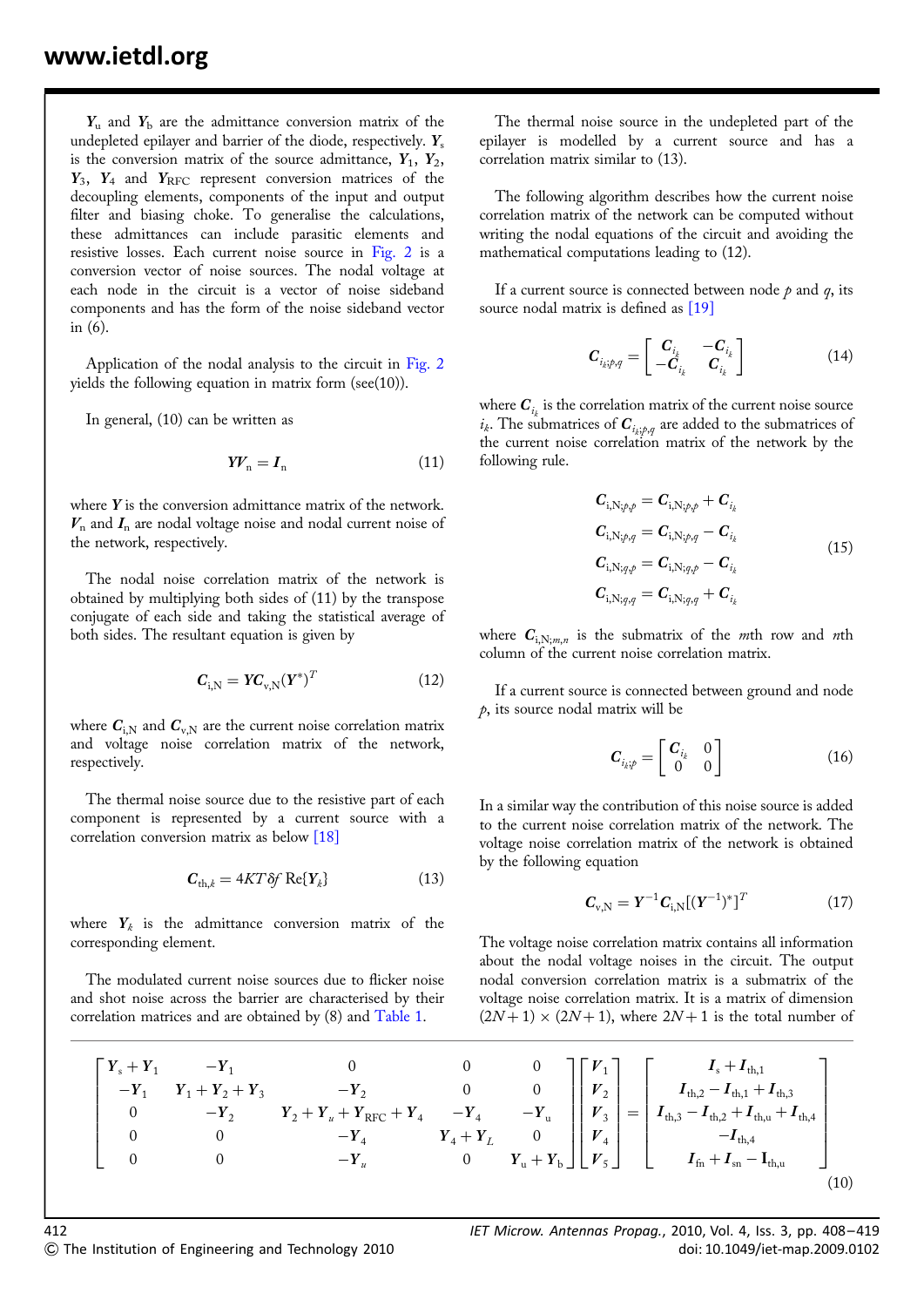$\boldsymbol{Y}_{\mathrm{u}}$ and $\boldsymbol{Y}_{\mathrm{b}}$ are the admittance conversion matrix of the undepleted epilayer and barrier of the diode, respectively. $\boldsymbol{Y}_{\mathrm{s}}$ is the conversion matrix of the source admittance, $\boldsymbol{Y}_1$, $\boldsymbol{Y}_2$, $\boldsymbol{Y}_3$, $\boldsymbol{Y}_4$ and $\boldsymbol{Y}_{\mathrm{RFC}}$ represent conversion matrices of the decoupling elements, components of the input and output filter and biasing choke. To generalise the calculations, these admittances can include parasitic elements and resistive losses. Each current noise source in Fig. 2 is a conversion vector of noise sources. The nodal voltage at each node in the circuit is a vector of noise sideband components and has the form of the noise sideband vector in (6).

Application of the nodal analysis to the circuit in Fig. 2 yields the following equation in matrix form (see(10)).

$$\begin{bmatrix} \boldsymbol{Y}_{\mathrm{s}}+\boldsymbol{Y}_1 & -\boldsymbol{Y}_1 & 0 & 0 & 0 \\ -\boldsymbol{Y}_1 & \boldsymbol{Y}_1+\boldsymbol{Y}_2+\boldsymbol{Y}_3 & -\boldsymbol{Y}_2 & 0 & 0 \\ 0 & -\boldsymbol{Y}_2 & \boldsymbol{Y}_2+\boldsymbol{Y}_u+\boldsymbol{Y}_{\mathrm{RFC}}+\boldsymbol{Y}_4 & -\boldsymbol{Y}_4 & -\boldsymbol{Y}_{\mathrm{u}} \\ 0 & 0 & -\boldsymbol{Y}_4 & \boldsymbol{Y}_4+\boldsymbol{Y}_L & 0 \\ 0 & 0 & -\boldsymbol{Y}_u & 0 & \boldsymbol{Y}_{\mathrm{u}}+\boldsymbol{Y}_{\mathrm{b}} \end{bmatrix} \begin{bmatrix} \boldsymbol{V}_1 \\ \boldsymbol{V}_2 \\ \boldsymbol{V}_3 \\ \boldsymbol{V}_4 \\ \boldsymbol{V}_5 \end{bmatrix} = \begin{bmatrix} \boldsymbol{I}_{\mathrm{s}}+\boldsymbol{I}_{\mathrm{th},1} \\ \boldsymbol{I}_{\mathrm{th},2}-\boldsymbol{I}_{\mathrm{th},1}+\boldsymbol{I}_{\mathrm{th},3} \\ \boldsymbol{I}_{\mathrm{th},3}-\boldsymbol{I}_{\mathrm{th},2}+\boldsymbol{I}_{\mathrm{th,u}}+\boldsymbol{I}_{\mathrm{th},4} \\ -\boldsymbol{I}_{\mathrm{th},4} \\ \boldsymbol{I}_{\mathrm{fn}}+\boldsymbol{I}_{\mathrm{sn}}-\boldsymbol{I}_{\mathrm{th,u}} \end{bmatrix} \tag{10}$$

In general, (10) can be written as

$$\boldsymbol{Y}\boldsymbol{V}_{\mathrm{n}} = \boldsymbol{I}_{\mathrm{n}} \tag{11}$$

where $\boldsymbol{Y}$ is the conversion admittance matrix of the network. $\boldsymbol{V}_{\mathrm{n}}$ and $\boldsymbol{I}_{\mathrm{n}}$ are nodal voltage noise and nodal current noise of the network, respectively.

The nodal noise correlation matrix of the network is obtained by multiplying both sides of (11) by the transpose conjugate of each side and taking the statistical average of both sides. The resultant equation is given by

$$\boldsymbol{C}_{\mathrm{i,N}} = \boldsymbol{Y}\boldsymbol{C}_{\mathrm{v,N}}(\boldsymbol{Y}^*)^T \tag{12}$$

where $\boldsymbol{C}_{\mathrm{i,N}}$ and $\boldsymbol{C}_{\mathrm{v,N}}$ are the current noise correlation matrix and voltage noise correlation matrix of the network, respectively.

The thermal noise source due to the resistive part of each component is represented by a current source with a correlation conversion matrix as below [18]

$$\boldsymbol{C}_{\mathrm{th},k} = 4KT\delta f\ \mathrm{Re}\{\boldsymbol{Y}_k\} \tag{13}$$

where $\boldsymbol{Y}_k$ is the admittance conversion matrix of the corresponding element.

The modulated current noise sources due to flicker noise and shot noise across the barrier are characterised by their correlation matrices and are obtained by (8) and Table 1.

The thermal noise source in the undepleted part of the epilayer is modelled by a current source and has a correlation matrix similar to (13).

The following algorithm describes how the current noise correlation matrix of the network can be computed without writing the nodal equations of the circuit and avoiding the mathematical computations leading to (12).

If a current source is connected between node $p$ and $q$, its source nodal matrix is defined as [19]

$$\boldsymbol{C}_{i_k;p,q} = \begin{bmatrix} \boldsymbol{C}_{i_k} & -\boldsymbol{C}_{i_k} \\ -\boldsymbol{C}_{i_k} & \boldsymbol{C}_{i_k} \end{bmatrix} \tag{14}$$

where $\boldsymbol{C}_{i_k}$ is the correlation matrix of the current noise source $i_k$. The submatrices of $\boldsymbol{C}_{i_k;p,q}$ are added to the submatrices of the current noise correlation matrix of the network by the following rule.

$$\begin{aligned} \boldsymbol{C}_{\mathrm{i,N};p,p} &= \boldsymbol{C}_{\mathrm{i,N};p,p} + \boldsymbol{C}_{i_k} \\ \boldsymbol{C}_{\mathrm{i,N};p,q} &= \boldsymbol{C}_{\mathrm{i,N};p,q} - \boldsymbol{C}_{i_k} \\ \boldsymbol{C}_{\mathrm{i,N};q,p} &= \boldsymbol{C}_{\mathrm{i,N};q,p} - \boldsymbol{C}_{i_k} \\ \boldsymbol{C}_{\mathrm{i,N};q,q} &= \boldsymbol{C}_{\mathrm{i,N};q,q} + \boldsymbol{C}_{i_k} \end{aligned} \tag{15}$$

where $\boldsymbol{C}_{\mathrm{i,N};m,n}$ is the submatrix of the $m$th row and $n$th column of the current noise correlation matrix.

If a current source is connected between ground and node $p$, its source nodal matrix will be

$$\boldsymbol{C}_{i_k;p} = \begin{bmatrix} \boldsymbol{C}_{i_k} & 0 \\ 0 & 0 \end{bmatrix} \tag{16}$$

In a similar way the contribution of this noise source is added to the current noise correlation matrix of the network. The voltage noise correlation matrix of the network is obtained by the following equation

$$\boldsymbol{C}_{\mathrm{v,N}} = \boldsymbol{Y}^{-1}\boldsymbol{C}_{\mathrm{i,N}}[(\boldsymbol{Y}^{-1})^*]^T \tag{17}$$

The voltage noise correlation matrix contains all information about the nodal voltage noises in the circuit. The output nodal conversion correlation matrix is a submatrix of the voltage noise correlation matrix. It is a matrix of dimension $(2N+1)\times(2N+1)$, where $2N+1$ is the total number of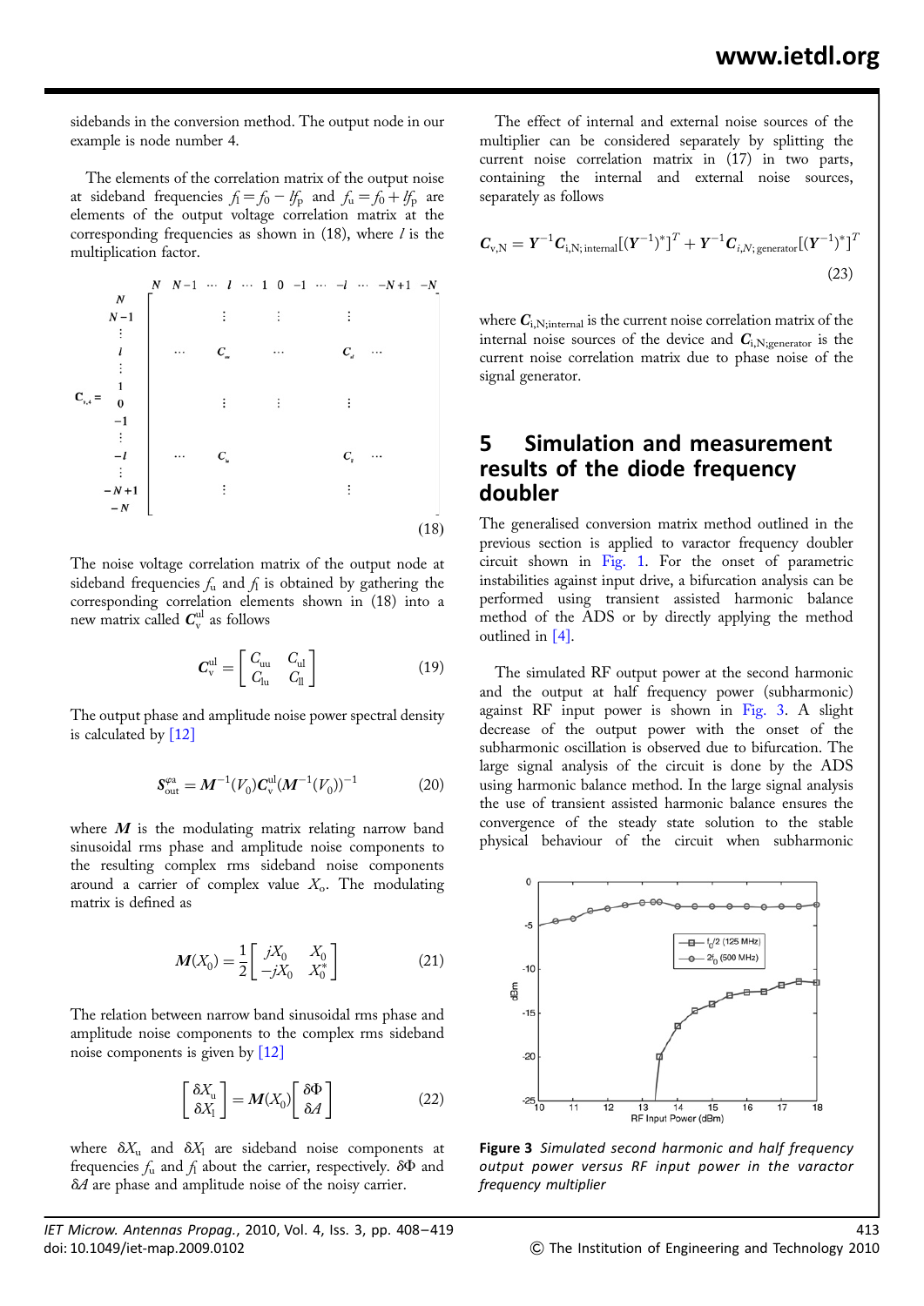sidebands in the conversion method. The output node in our example is node number 4.

The elements of the correlation matrix of the output noise at sideband frequencies $f_l = f_0 - lf_p$ and $f_u = f_0 + lf_p$ are elements of the output voltage correlation matrix at the corresponding frequencies as shown in (18), where $l$ is the multiplication factor.

$$
\mathbf{C}_{v,4} =
\begin{array}{c}
\\ N \\ N-1 \\ \vdots \\ l \\ \vdots \\ 1 \\ 0 \\ -1 \\ \vdots \\ -l \\ \vdots \\ -N+1 \\ -N
\end{array}
\begin{array}{c}
N \quad N-1 \quad \cdots \quad l \quad \cdots \quad 1 \quad 0 \quad -1 \quad \cdots \quad -l \quad \cdots \quad -N+1 \quad -N \\
\left[\begin{array}{ccccccc}
 & & \vdots & \vdots & & \vdots & \\
 \cdots & & C_{uu} & \cdots & & C_{ul} & \cdots \\
 & & \vdots & \vdots & & \vdots & \\
 \cdots & & C_{lu} & & & C_{ll} & \cdots \\
 & & \vdots & & & \vdots &
\end{array}\right]
\end{array}
\tag{18}
$$

The noise voltage correlation matrix of the output node at sideband frequencies $f_u$ and $f_l$ is obtained by gathering the corresponding correlation elements shown in (18) into a new matrix called $\boldsymbol{C}_v^{ul}$ as follows

$$
\boldsymbol{C}_v^{ul} = \begin{bmatrix} C_{uu} & C_{ul} \\ C_{lu} & C_{ll} \end{bmatrix} \tag{19}
$$

The output phase and amplitude noise power spectral density is calculated by [12]

$$
\boldsymbol{S}_{out}^{\varphi a} = \boldsymbol{M}^{-1}(V_0)\boldsymbol{C}_v^{ul}(\boldsymbol{M}^{-1}(V_0))^{-1} \tag{20}
$$

where $\boldsymbol{M}$ is the modulating matrix relating narrow band sinusoidal rms phase and amplitude noise components to the resulting complex rms sideband noise components around a carrier of complex value $X_o$. The modulating matrix is defined as

$$
\boldsymbol{M}(X_0) = \frac{1}{2}\begin{bmatrix} jX_0 & X_0 \\ -jX_0 & X_0^* \end{bmatrix} \tag{21}
$$

The relation between narrow band sinusoidal rms phase and amplitude noise components to the complex rms sideband noise components is given by [12]

$$
\begin{bmatrix} \delta X_u \\ \delta X_l \end{bmatrix} = \boldsymbol{M}(X_0)\begin{bmatrix} \delta\Phi \\ \delta A \end{bmatrix} \tag{22}
$$

where $\delta X_u$ and $\delta X_l$ are sideband noise components at frequencies $f_u$ and $f_l$ about the carrier, respectively. $\delta\Phi$ and $\delta A$ are phase and amplitude noise of the noisy carrier.

The effect of internal and external noise sources of the multiplier can be considered separately by splitting the current noise correlation matrix in (17) in two parts, containing the internal and external noise sources, separately as follows

$$
\boldsymbol{C}_{v,N} = \boldsymbol{Y}^{-1}\boldsymbol{C}_{i,N;\,internal}[(\boldsymbol{Y}^{-1})^*]^T + \boldsymbol{Y}^{-1}\boldsymbol{C}_{i,N;\,generator}[(\boldsymbol{Y}^{-1})^*]^T \tag{23}
$$

where $\boldsymbol{C}_{i,N;internal}$ is the current noise correlation matrix of the internal noise sources of the device and $\boldsymbol{C}_{i,N;generator}$ is the current noise correlation matrix due to phase noise of the signal generator.

## 5 Simulation and measurement results of the diode frequency doubler

The generalised conversion matrix method outlined in the previous section is applied to varactor frequency doubler circuit shown in Fig. 1. For the onset of parametric instabilities against input drive, a bifurcation analysis can be performed using transient assisted harmonic balance method of the ADS or by directly applying the method outlined in [4].

The simulated RF output power at the second harmonic and the output at half frequency power (subharmonic) against RF input power is shown in Fig. 3. A slight decrease of the output power with the onset of the subharmonic oscillation is observed due to bifurcation. The large signal analysis of the circuit is done by the ADS using harmonic balance method. In the large signal analysis the use of transient assisted harmonic balance ensures the convergence of the steady state solution to the stable physical behaviour of the circuit when subharmonic

Figure 3 *Simulated second harmonic and half frequency output power versus RF input power in the varactor frequency multiplier*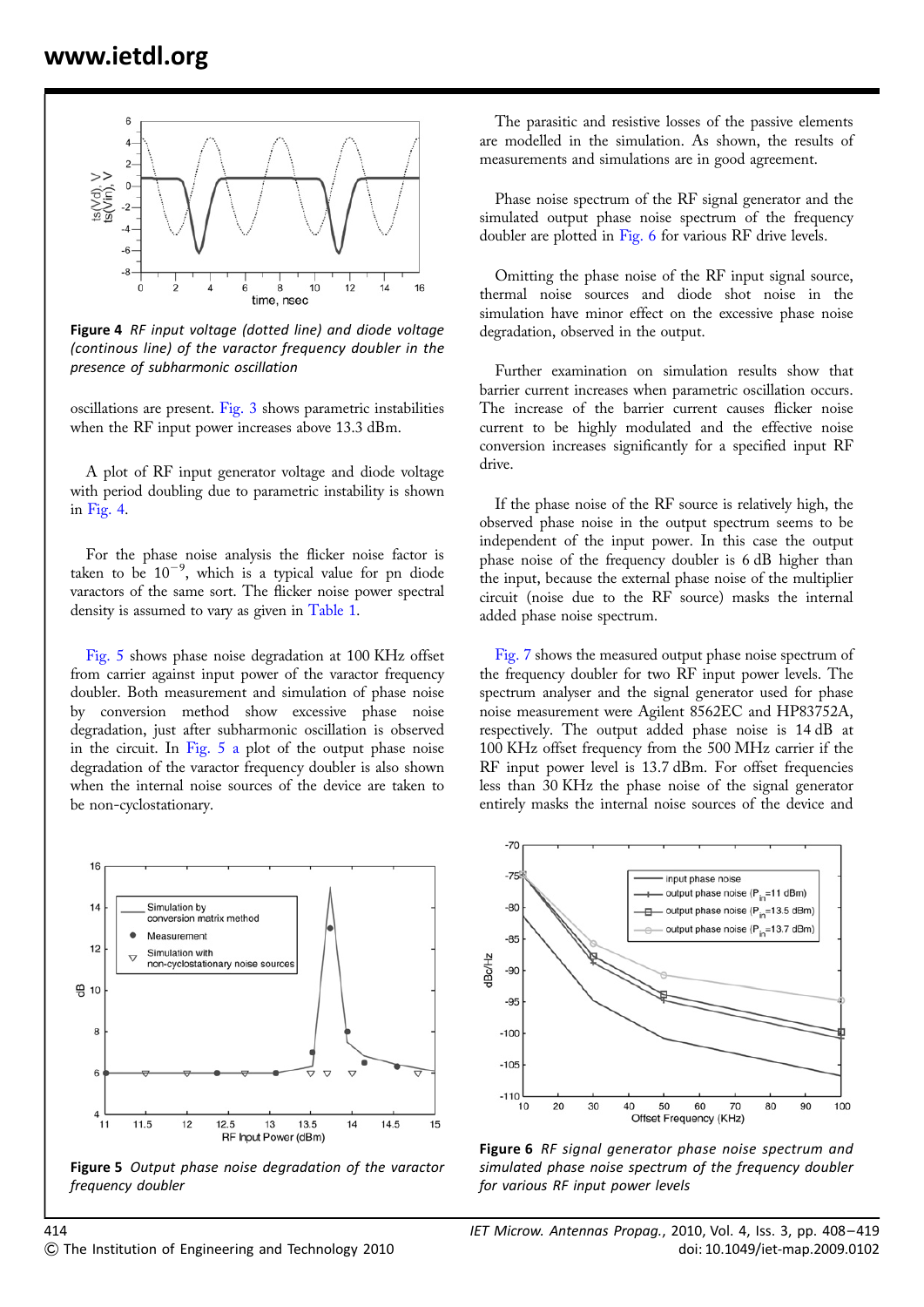Figure 4 *RF input voltage (dotted line) and diode voltage (continous line) of the varactor frequency doubler in the presence of subharmonic oscillation*

oscillations are present. Fig. 3 shows parametric instabilities when the RF input power increases above 13.3 dBm.

A plot of RF input generator voltage and diode voltage with period doubling due to parametric instability is shown in Fig. 4.

For the phase noise analysis the flicker noise factor is taken to be $10^{-9}$, which is a typical value for pn diode varactors of the same sort. The flicker noise power spectral density is assumed to vary as given in Table 1.

Fig. 5 shows phase noise degradation at 100 KHz offset from carrier against input power of the varactor frequency doubler. Both measurement and simulation of phase noise by conversion method show excessive phase noise degradation, just after subharmonic oscillation is observed in the circuit. In Fig. 5 a plot of the output phase noise degradation of the varactor frequency doubler is also shown when the internal noise sources of the device are taken to be non-cyclostationary.

The parasitic and resistive losses of the passive elements are modelled in the simulation. As shown, the results of measurements and simulations are in good agreement.

Phase noise spectrum of the RF signal generator and the simulated output phase noise spectrum of the frequency doubler are plotted in Fig. 6 for various RF drive levels.

Omitting the phase noise of the RF input signal source, thermal noise sources and diode shot noise in the simulation have minor effect on the excessive phase noise degradation, observed in the output.

Further examination on simulation results show that barrier current increases when parametric oscillation occurs. The increase of the barrier current causes flicker noise current to be highly modulated and the effective noise conversion increases significantly for a specified input RF drive.

If the phase noise of the RF source is relatively high, the observed phase noise in the output spectrum seems to be independent of the input power. In this case the output phase noise of the frequency doubler is 6 dB higher than the input, because the external phase noise of the multiplier circuit (noise due to the RF source) masks the internal added phase noise spectrum.

Fig. 7 shows the measured output phase noise spectrum of the frequency doubler for two RF input power levels. The spectrum analyser and the signal generator used for phase noise measurement were Agilent 8562EC and HP83752A, respectively. The output added phase noise is 14 dB at 100 KHz offset frequency from the 500 MHz carrier if the RF input power level is 13.7 dBm. For offset frequencies less than 30 KHz the phase noise of the signal generator entirely masks the internal noise sources of the device and

Figure 5 *Output phase noise degradation of the varactor frequency doubler*

Figure 6 *RF signal generator phase noise spectrum and simulated phase noise spectrum of the frequency doubler for various RF input power levels*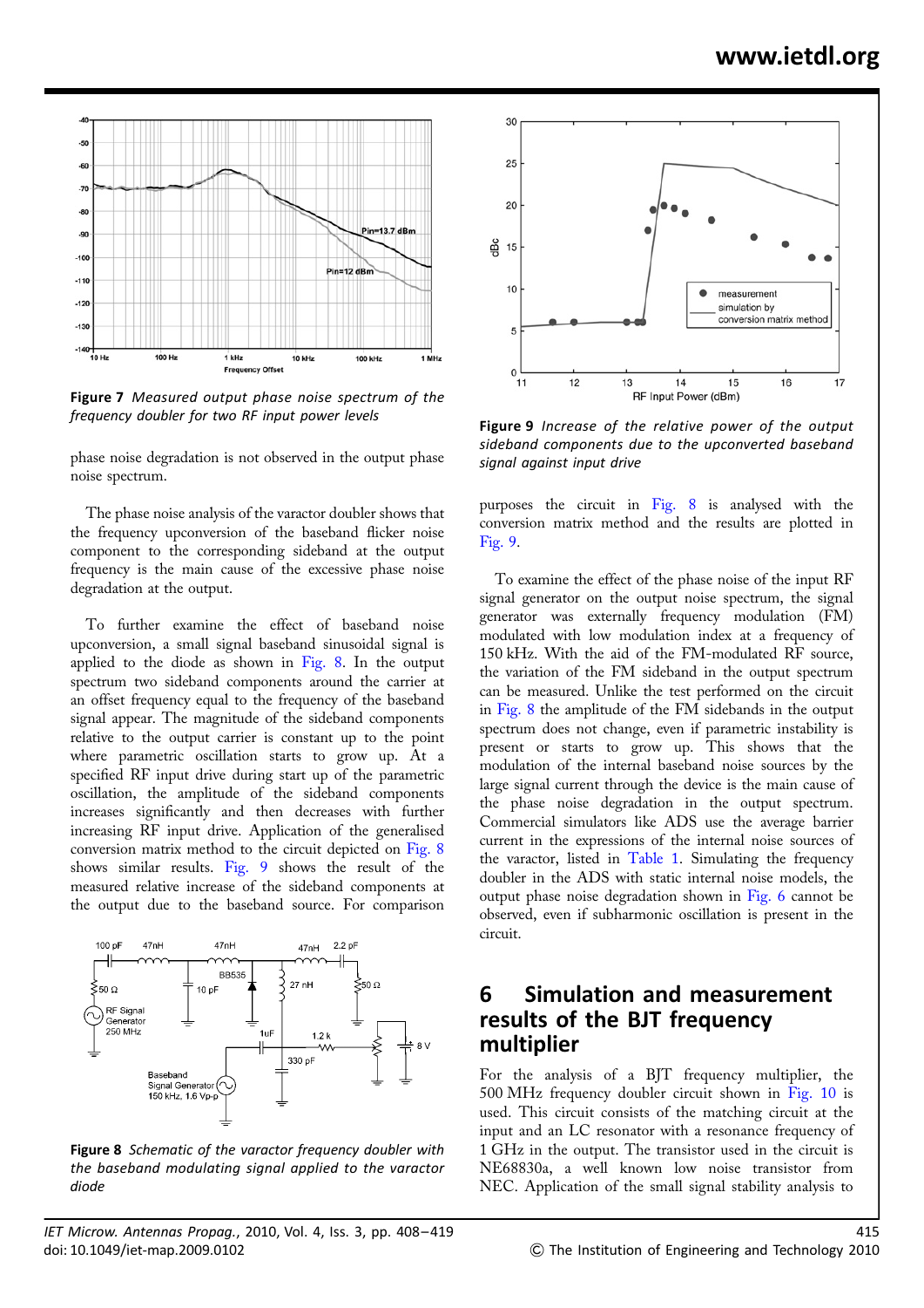Figure 7 *Measured output phase noise spectrum of the frequency doubler for two RF input power levels*

phase noise degradation is not observed in the output phase noise spectrum.

The phase noise analysis of the varactor doubler shows that the frequency upconversion of the baseband flicker noise component to the corresponding sideband at the output frequency is the main cause of the excessive phase noise degradation at the output.

To further examine the effect of baseband noise upconversion, a small signal baseband sinusoidal signal is applied to the diode as shown in Fig. 8. In the output spectrum two sideband components around the carrier at an offset frequency equal to the frequency of the baseband signal appear. The magnitude of the sideband components relative to the output carrier is constant up to the point where parametric oscillation starts to grow up. At a specified RF input drive during start up of the parametric oscillation, the amplitude of the sideband components increases significantly and then decreases with further increasing RF input drive. Application of the generalised conversion matrix method to the circuit depicted on Fig. 8 shows similar results. Fig. 9 shows the result of the measured relative increase of the sideband components at the output due to the baseband source. For comparison

Figure 8 *Schematic of the varactor frequency doubler with the baseband modulating signal applied to the varactor diode*

Figure 9 *Increase of the relative power of the output sideband components due to the upconverted baseband signal against input drive*

purposes the circuit in Fig. 8 is analysed with the conversion matrix method and the results are plotted in Fig. 9.

To examine the effect of the phase noise of the input RF signal generator on the output noise spectrum, the signal generator was externally frequency modulation (FM) modulated with low modulation index at a frequency of 150 kHz. With the aid of the FM-modulated RF source, the variation of the FM sideband in the output spectrum can be measured. Unlike the test performed on the circuit in Fig. 8 the amplitude of the FM sidebands in the output spectrum does not change, even if parametric instability is present or starts to grow up. This shows that the modulation of the internal baseband noise sources by the large signal current through the device is the main cause of the phase noise degradation in the output spectrum. Commercial simulators like ADS use the average barrier current in the expressions of the internal noise sources of the varactor, listed in Table 1. Simulating the frequency doubler in the ADS with static internal noise models, the output phase noise degradation shown in Fig. 6 cannot be observed, even if subharmonic oscillation is present in the circuit.

## 6 Simulation and measurement results of the BJT frequency multiplier

For the analysis of a BJT frequency multiplier, the 500 MHz frequency doubler circuit shown in Fig. 10 is used. This circuit consists of the matching circuit at the input and an LC resonator with a resonance frequency of 1 GHz in the output. The transistor used in the circuit is NE68830a, a well known low noise transistor from NEC. Application of the small signal stability analysis to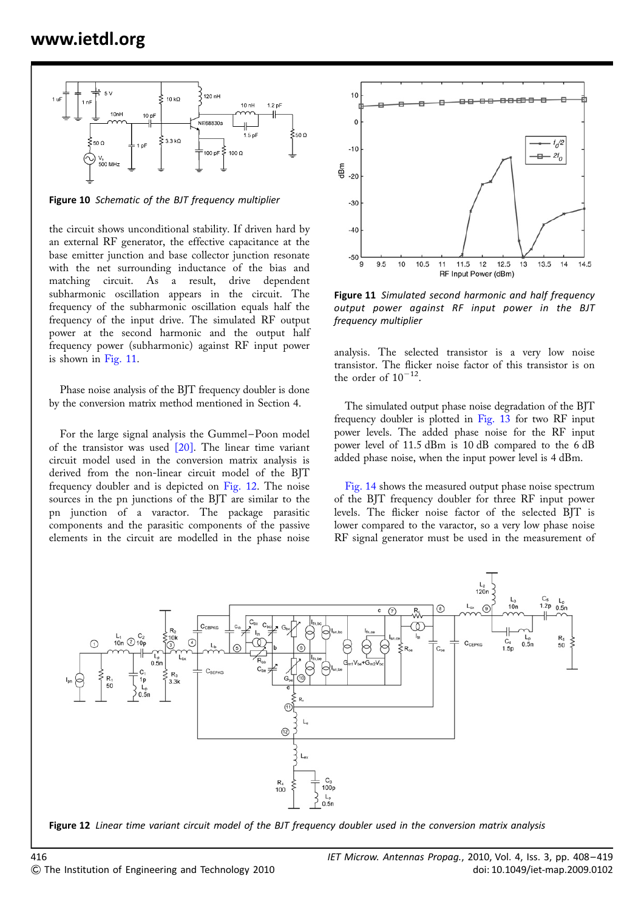Figure 10 *Schematic of the BJT frequency multiplier*

the circuit shows unconditional stability. If driven hard by an external RF generator, the effective capacitance at the base emitter junction and base collector junction resonate with the net surrounding inductance of the bias and matching circuit. As a result, drive dependent subharmonic oscillation appears in the circuit. The frequency of the subharmonic oscillation equals half the frequency of the input drive. The simulated RF output power at the second harmonic and the output half frequency power (subharmonic) against RF input power is shown in Fig. 11.

Phase noise analysis of the BJT frequency doubler is done by the conversion matrix method mentioned in Section 4.

For the large signal analysis the Gummel–Poon model of the transistor was used [20]. The linear time variant circuit model used in the conversion matrix analysis is derived from the non-linear circuit model of the BJT frequency doubler and is depicted on Fig. 12. The noise sources in the pn junctions of the BJT are similar to the pn junction of a varactor. The package parasitic components and the parasitic components of the passive elements in the circuit are modelled in the phase noise

Figure 11 *Simulated second harmonic and half frequency output power against RF input power in the BJT frequency multiplier*

analysis. The selected transistor is a very low noise transistor. The flicker noise factor of this transistor is on the order of $10^{-12}$.

The simulated output phase noise degradation of the BJT frequency doubler is plotted in Fig. 13 for two RF input power levels. The added phase noise for the RF input power level of 11.5 dBm is 10 dB compared to the 6 dB added phase noise, when the input power level is 4 dBm.

Fig. 14 shows the measured output phase noise spectrum of the BJT frequency doubler for three RF input power levels. The flicker noise factor of the selected BJT is lower compared to the varactor, so a very low phase noise RF signal generator must be used in the measurement of

Figure 12 *Linear time variant circuit model of the BJT frequency doubler used in the conversion matrix analysis*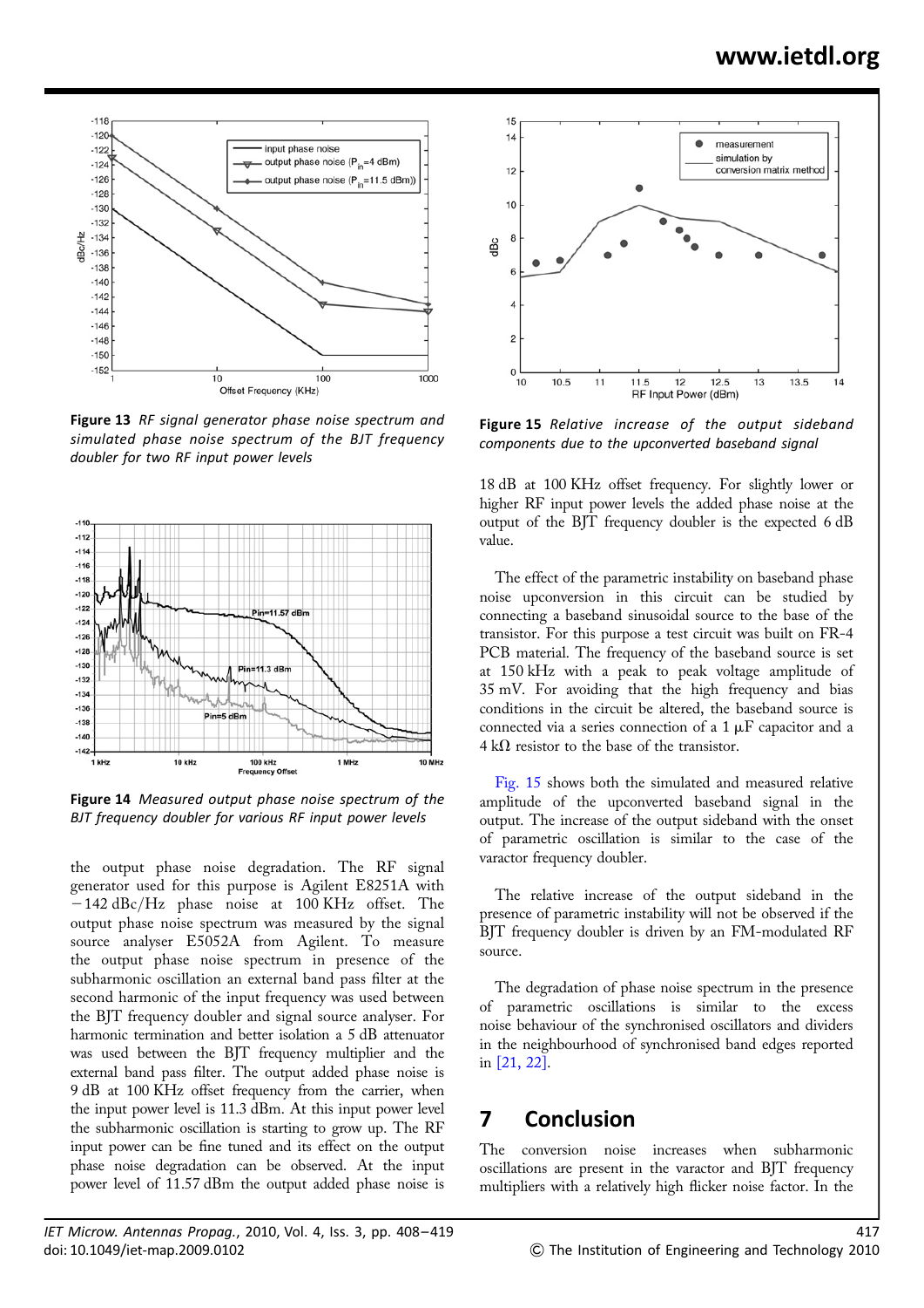Figure 13 *RF signal generator phase noise spectrum and simulated phase noise spectrum of the BJT frequency doubler for two RF input power levels*

Figure 14 *Measured output phase noise spectrum of the BJT frequency doubler for various RF input power levels*

the output phase noise degradation. The RF signal generator used for this purpose is Agilent E8251A with −142 dBc/Hz phase noise at 100 KHz offset. The output phase noise spectrum was measured by the signal source analyser E5052A from Agilent. To measure the output phase noise spectrum in presence of the subharmonic oscillation an external band pass filter at the second harmonic of the input frequency was used between the BJT frequency doubler and signal source analyser. For harmonic termination and better isolation a 5 dB attenuator was used between the BJT frequency multiplier and the external band pass filter. The output added phase noise is 9 dB at 100 KHz offset frequency from the carrier, when the input power level is 11.3 dBm. At this input power level the subharmonic oscillation is starting to grow up. The RF input power can be fine tuned and its effect on the output phase noise degradation can be observed. At the input power level of 11.57 dBm the output added phase noise is 18 dB at 100 KHz offset frequency. For slightly lower or higher RF input power levels the added phase noise at the output of the BJT frequency doubler is the expected 6 dB value.

Figure 15 *Relative increase of the output sideband components due to the upconverted baseband signal*

The effect of the parametric instability on baseband phase noise upconversion in this circuit can be studied by connecting a baseband sinusoidal source to the base of the transistor. For this purpose a test circuit was built on FR-4 PCB material. The frequency of the baseband source is set at 150 kHz with a peak to peak voltage amplitude of 35 mV. For avoiding that the high frequency and bias conditions in the circuit be altered, the baseband source is connected via a series connection of a 1 μF capacitor and a 4 kΩ resistor to the base of the transistor.

Fig. 15 shows both the simulated and measured relative amplitude of the upconverted baseband signal in the output. The increase of the output sideband with the onset of parametric oscillation is similar to the case of the varactor frequency doubler.

The relative increase of the output sideband in the presence of parametric instability will not be observed if the BJT frequency doubler is driven by an FM-modulated RF source.

The degradation of phase noise spectrum in the presence of parametric oscillations is similar to the excess noise behaviour of the synchronised oscillators and dividers in the neighbourhood of synchronised band edges reported in [21, 22].

## 7 Conclusion

The conversion noise increases when subharmonic oscillations are present in the varactor and BJT frequency multipliers with a relatively high flicker noise factor. In the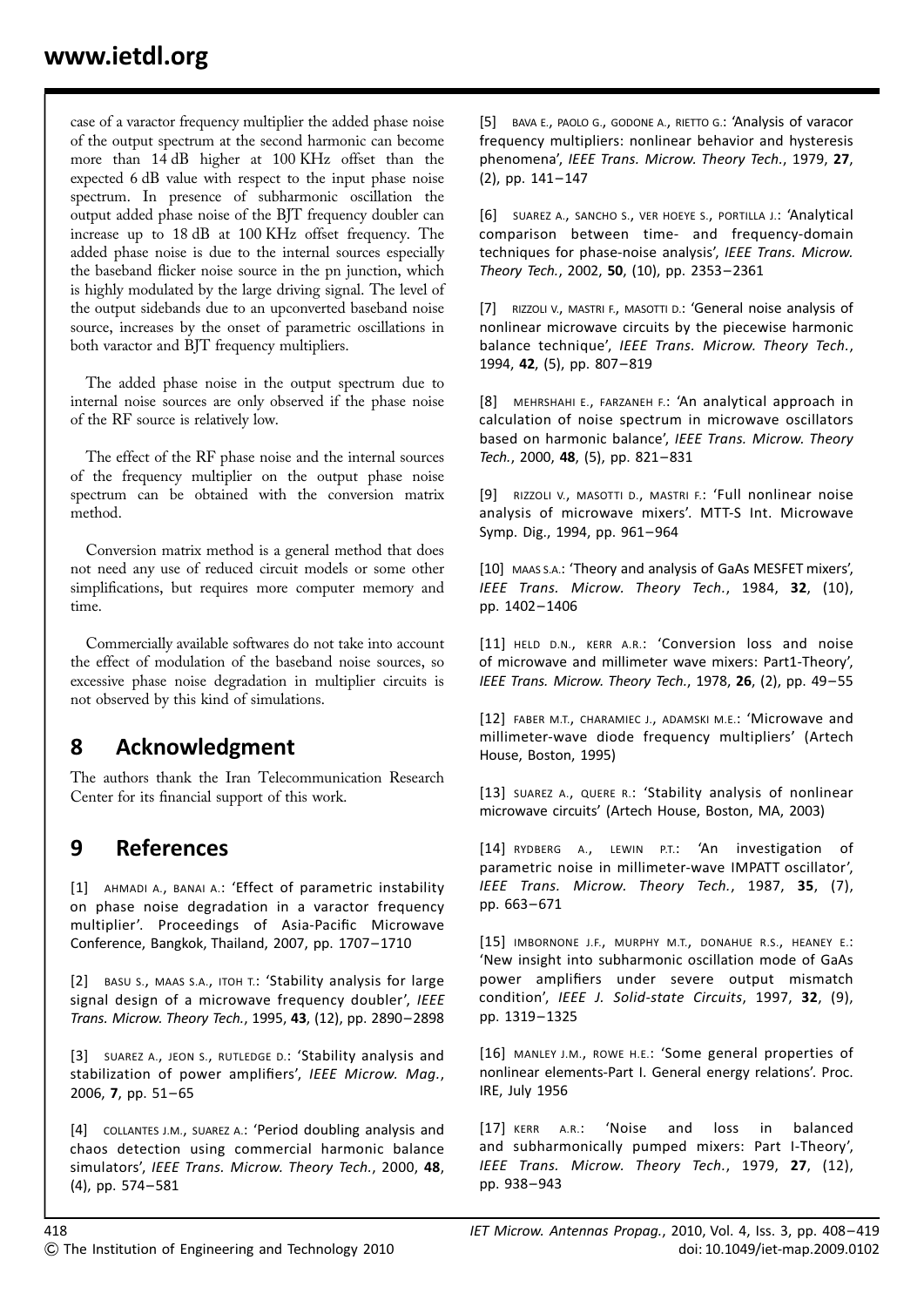case of a varactor frequency multiplier the added phase noise of the output spectrum at the second harmonic can become more than 14 dB higher at 100 KHz offset than the expected 6 dB value with respect to the input phase noise spectrum. In presence of subharmonic oscillation the output added phase noise of the BJT frequency doubler can increase up to 18 dB at 100 KHz offset frequency. The added phase noise is due to the internal sources especially the baseband flicker noise source in the pn junction, which is highly modulated by the large driving signal. The level of the output sidebands due to an upconverted baseband noise source, increases by the onset of parametric oscillations in both varactor and BJT frequency multipliers.

The added phase noise in the output spectrum due to internal noise sources are only observed if the phase noise of the RF source is relatively low.

The effect of the RF phase noise and the internal sources of the frequency multiplier on the output phase noise spectrum can be obtained with the conversion matrix method.

Conversion matrix method is a general method that does not need any use of reduced circuit models or some other simplifications, but requires more computer memory and time.

Commercially available softwares do not take into account the effect of modulation of the baseband noise sources, so excessive phase noise degradation in multiplier circuits is not observed by this kind of simulations.

## 8 Acknowledgment

The authors thank the Iran Telecommunication Research Center for its financial support of this work.

## 9 References

[1] AHMADI A., BANAI A.: 'Effect of parametric instability on phase noise degradation in a varactor frequency multiplier'. Proceedings of Asia-Pacific Microwave Conference, Bangkok, Thailand, 2007, pp. 1707–1710

[2] BASU S., MAAS S.A., ITOH T.: 'Stability analysis for large signal design of a microwave frequency doubler', *IEEE Trans. Microw. Theory Tech.*, 1995, **43**, (12), pp. 2890–2898

[3] SUAREZ A., JEON S., RUTLEDGE D.: 'Stability analysis and stabilization of power amplifiers', *IEEE Microw. Mag.*, 2006, **7**, pp. 51–65

[4] COLLANTES J.M., SUAREZ A.: 'Period doubling analysis and chaos detection using commercial harmonic balance simulators', *IEEE Trans. Microw. Theory Tech.*, 2000, **48**, (4), pp. 574–581

[5] BAVA E., PAOLO G., GODONE A., RIETTO G.: 'Analysis of varacor frequency multipliers: nonlinear behavior and hysteresis phenomena', *IEEE Trans. Microw. Theory Tech.*, 1979, **27**, (2), pp. 141–147

[6] SUAREZ A., SANCHO S., VER HOEYE S., PORTILLA J.: 'Analytical comparison between time- and frequency-domain techniques for phase-noise analysis', *IEEE Trans. Microw. Theory Tech.*, 2002, **50**, (10), pp. 2353–2361

[7] RIZZOLI V., MASTRI F., MASOTTI D.: 'General noise analysis of nonlinear microwave circuits by the piecewise harmonic balance technique', *IEEE Trans. Microw. Theory Tech.*, 1994, **42**, (5), pp. 807–819

[8] MEHRSHAHI E., FARZANEH F.: 'An analytical approach in calculation of noise spectrum in microwave oscillators based on harmonic balance', *IEEE Trans. Microw. Theory Tech.*, 2000, **48**, (5), pp. 821–831

[9] RIZZOLI V., MASOTTI D., MASTRI F.: 'Full nonlinear noise analysis of microwave mixers'. MTT-S Int. Microwave Symp. Dig., 1994, pp. 961–964

[10] MAAS S.A.: 'Theory and analysis of GaAs MESFET mixers', *IEEE Trans. Microw. Theory Tech.*, 1984, **32**, (10), pp. 1402–1406

[11] HELD D.N., KERR A.R.: 'Conversion loss and noise of microwave and millimeter wave mixers: Part1-Theory', *IEEE Trans. Microw. Theory Tech.*, 1978, **26**, (2), pp. 49–55

[12] FABER M.T., CHARAMIEC J., ADAMSKI M.E.: 'Microwave and millimeter-wave diode frequency multipliers' (Artech House, Boston, 1995)

[13] SUAREZ A., QUERE R.: 'Stability analysis of nonlinear microwave circuits' (Artech House, Boston, MA, 2003)

[14] RYDBERG A., LEWIN P.T.: 'An investigation of parametric noise in millimeter-wave IMPATT oscillator', *IEEE Trans. Microw. Theory Tech.*, 1987, **35**, (7), pp. 663–671

[15] IMBORNONE J.F., MURPHY M.T., DONAHUE R.S., HEANEY E.: 'New insight into subharmonic oscillation mode of GaAs power amplifiers under severe output mismatch condition', *IEEE J. Solid-state Circuits*, 1997, **32**, (9), pp. 1319–1325

[16] MANLEY J.M., ROWE H.E.: 'Some general properties of nonlinear elements-Part I. General energy relations'. Proc. IRE, July 1956

[17] KERR A.R.: 'Noise and loss in balanced and subharmonically pumped mixers: Part I-Theory', *IEEE Trans. Microw. Theory Tech.*, 1979, **27**, (12), pp. 938–943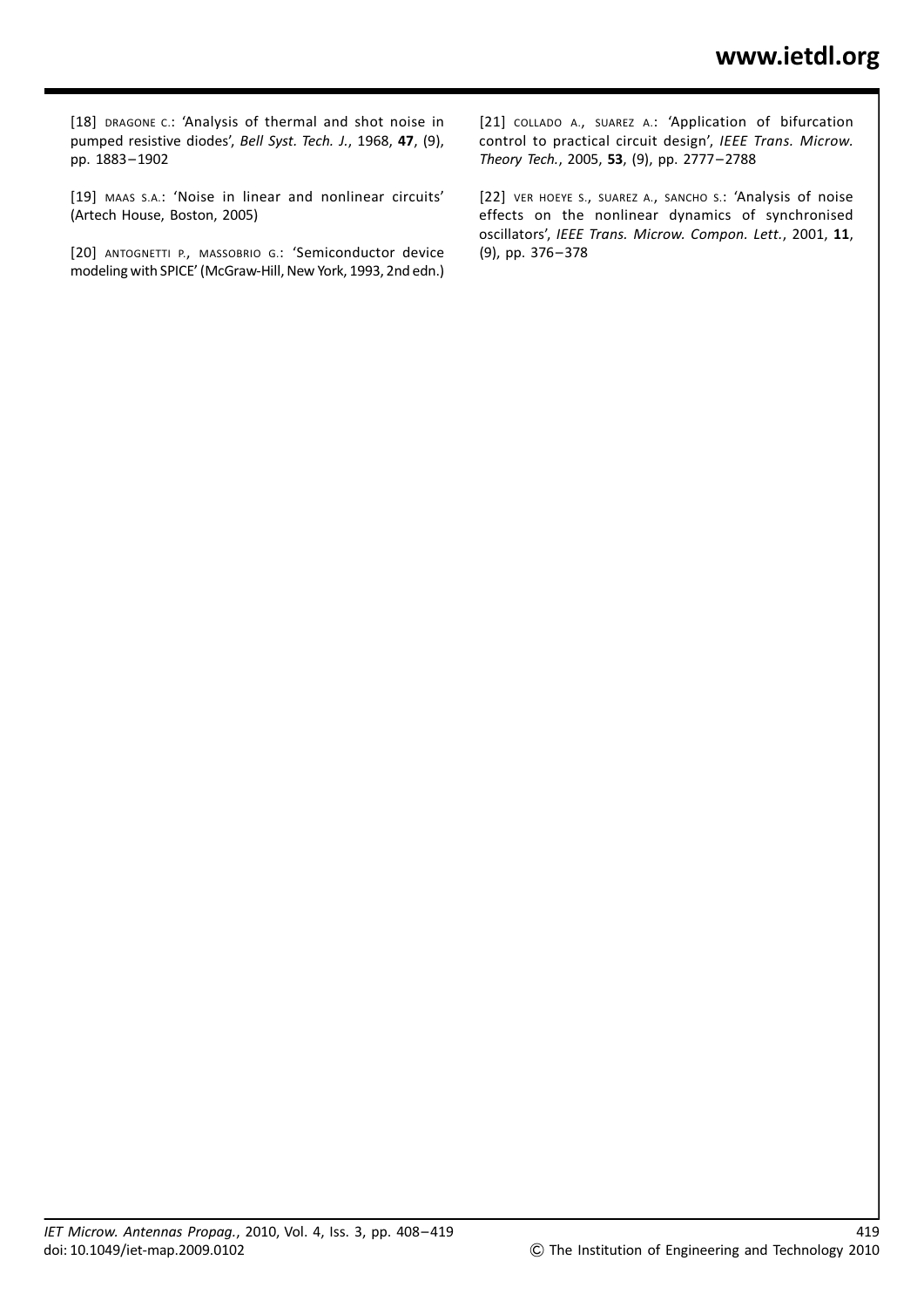[18] DRAGONE C.: 'Analysis of thermal and shot noise in pumped resistive diodes', *Bell Syst. Tech. J.*, 1968, **47**, (9), pp. 1883–1902

[19] MAAS S.A.: 'Noise in linear and nonlinear circuits' (Artech House, Boston, 2005)

[20] ANTOGNETTI P., MASSOBRIO G.: 'Semiconductor device modeling with SPICE' (McGraw-Hill, New York, 1993, 2nd edn.)

[21] COLLADO A., SUAREZ A.: 'Application of bifurcation control to practical circuit design', *IEEE Trans. Microw. Theory Tech.*, 2005, **53**, (9), pp. 2777–2788

[22] VER HOEYE S., SUAREZ A., SANCHO S.: 'Analysis of noise effects on the nonlinear dynamics of synchronised oscillators', *IEEE Trans. Microw. Compon. Lett.*, 2001, **11**, (9), pp. 376–378